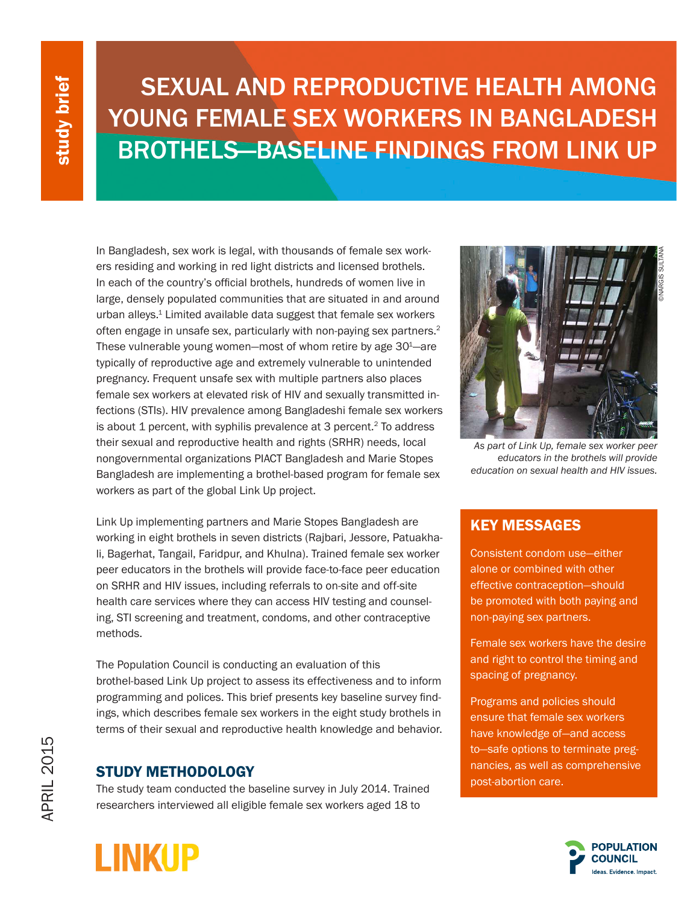study brief

# SEXUAL AND REPRODUCTIVE HEALTH AMONG YOUNG FEMALE SEX WORKERS IN BANGLADESH BROTHELS—BASELINE FINDINGS FROM LINK UP

In Bangladesh, sex work is legal, with thousands of female sex workers residing and working in red light districts and licensed brothels. In each of the country's official brothels, hundreds of women live in large, densely populated communities that are situated in and around urban alleys.[1] Limited available data suggest that female sex workers often engage in unsafe sex, particularly with non-paying sex partners.[2] These vulnerable young women—most of whom retire by age 30[1]—are typically of reproductive age and extremely vulnerable to unintended pregnancy. Frequent unsafe sex with multiple partners also places female sex workers at elevated risk of HIV and sexually transmitted infections (STIs). HIV prevalence among Bangladeshi female sex workers is about 1 percent, with syphilis prevalence at 3 percent.[2] To address their sexual and reproductive health and rights (SRHR) needs, local nongovernmental organizations PIACT Bangladesh and Marie Stopes Bangladesh are implementing a brothel-based program for female sex workers as part of the global Link Up project.

©NARGIS SULTANA

*As part of Link Up, female sex worker peer educators in the brothels will provide education on sexual health and HIV issues.*

Link Up implementing partners and Marie Stopes Bangladesh are working in eight brothels in seven districts (Rajbari, Jessore, Patuakhali, Bagerhat, Tangail, Faridpur, and Khulna). Trained female sex worker peer educators in the brothels will provide face-to-face peer education on SRHR and HIV issues, including referrals to on-site and off-site health care services where they can access HIV testing and counseling, STI screening and treatment, condoms, and other contraceptive methods.

The Population Council is conducting an evaluation of this brothel-based Link Up project to assess its effectiveness and to inform programming and polices. This brief presents key baseline survey findings, which describes female sex workers in the eight study brothels in terms of their sexual and reproductive health knowledge and behavior.

## KEY MESSAGES

Consistent condom use—either alone or combined with other effective contraception—should be promoted with both paying and non-paying sex partners.

Female sex workers have the desire and right to control the timing and spacing of pregnancy.

Programs and policies should ensure that female sex workers have knowledge of—and access to—safe options to terminate pregnancies, as well as comprehensive post-abortion care.

## STUDY METHODOLOGY

The study team conducted the baseline survey in July 2014. Trained researchers interviewed all eligible female sex workers aged 18 to

APRIL 2015

LINKUP

POPULATION COUNCIL
Ideas. Evidence. Impact.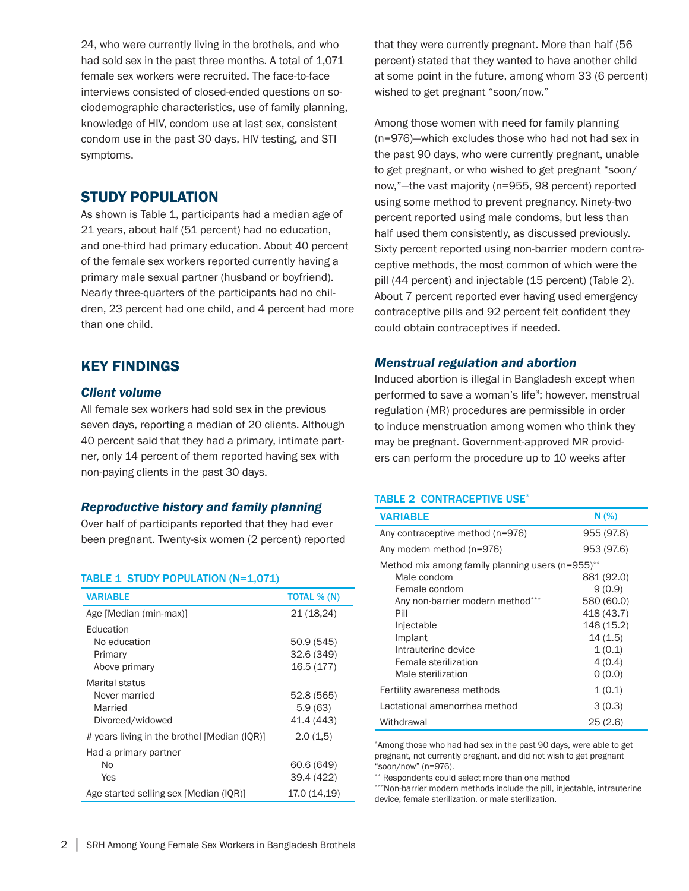24, who were currently living in the brothels, and who had sold sex in the past three months. A total of 1,071 female sex workers were recruited. The face-to-face interviews consisted of closed-ended questions on sociodemographic characteristics, use of family planning, knowledge of HIV, condom use at last sex, consistent condom use in the past 30 days, HIV testing, and STI symptoms.

## STUDY POPULATION

As shown is Table 1, participants had a median age of 21 years, about half (51 percent) had no education, and one-third had primary education. About 40 percent of the female sex workers reported currently having a primary male sexual partner (husband or boyfriend). Nearly three-quarters of the participants had no children, 23 percent had one child, and 4 percent had more than one child.

**TABLE 1 STUDY POPULATION (N=1,071)**

| VARIABLE | TOTAL % (N) |
|---|---|
| Age [Median (min-max)] | 21 (18,24) |
| Education | |
| No education | 50.9 (545) |
| Primary | 32.6 (349) |
| Above primary | 16.5 (177) |
| Marital status | |
| Never married | 52.8 (565) |
| Married | 5.9 (63) |
| Divorced/widowed | 41.4 (443) |
| # years living in the brothel [Median (IQR)] | 2.0 (1,5) |
| Had a primary partner | |
| No | 60.6 (649) |
| Yes | 39.4 (422) |
| Age started selling sex [Median (IQR)] | 17.0 (14,19) |

## KEY FINDINGS

### *Client volume*

All female sex workers had sold sex in the previous seven days, reporting a median of 20 clients. Although 40 percent said that they had a primary, intimate partner, only 14 percent of them reported having sex with non-paying clients in the past 30 days.

### *Reproductive history and family planning*

Over half of participants reported that they had ever been pregnant. Twenty-six women (2 percent) reported that they were currently pregnant. More than half (56 percent) stated that they wanted to have another child at some point in the future, among whom 33 (6 percent) wished to get pregnant "soon/now."

Among those women with need for family planning (n=976)—which excludes those who had not had sex in the past 90 days, who were currently pregnant, unable to get pregnant, or who wished to get pregnant "soon/now,"—the vast majority (n=955, 98 percent) reported using some method to prevent pregnancy. Ninety-two percent reported using male condoms, but less than half used them consistently, as discussed previously. Sixty percent reported using non-barrier modern contraceptive methods, the most common of which were the pill (44 percent) and injectable (15 percent) (Table 2). About 7 percent reported ever having used emergency contraceptive pills and 92 percent felt confident they could obtain contraceptives if needed.

**TABLE 2 CONTRACEPTIVE USE***

| VARIABLE | N (%) |
|---|---|
| Any contraceptive method (n=976) | 955 (97.8) |
| Any modern method (n=976) | 953 (97.6) |
| Method mix among family planning users (n=955)** | |
| Male condom | 881 (92.0) |
| Female condom | 9 (0.9) |
| Any non-barrier modern method*** | 580 (60.0) |
| Pill | 418 (43.7) |
| Injectable | 148 (15.2) |
| Implant | 14 (1.5) |
| Intrauterine device | 1 (0.1) |
| Female sterilization | 4 (0.4) |
| Male sterilization | 0 (0.0) |
| Fertility awareness methods | 1 (0.1) |
| Lactational amenorrhea method | 3 (0.3) |
| Withdrawal | 25 (2.6) |

*Among those who had had sex in the past 90 days, were able to get pregnant, not currently pregnant, and did not wish to get pregnant "soon/now" (n=976).

** Respondents could select more than one method

***Non-barrier modern methods include the pill, injectable, intrauterine device, female sterilization, or male sterilization.

### *Menstrual regulation and abortion*

Induced abortion is illegal in Bangladesh except when performed to save a woman's life[3]; however, menstrual regulation (MR) procedures are permissible in order to induce menstruation among women who think they may be pregnant. Government-approved MR providers can perform the procedure up to 10 weeks after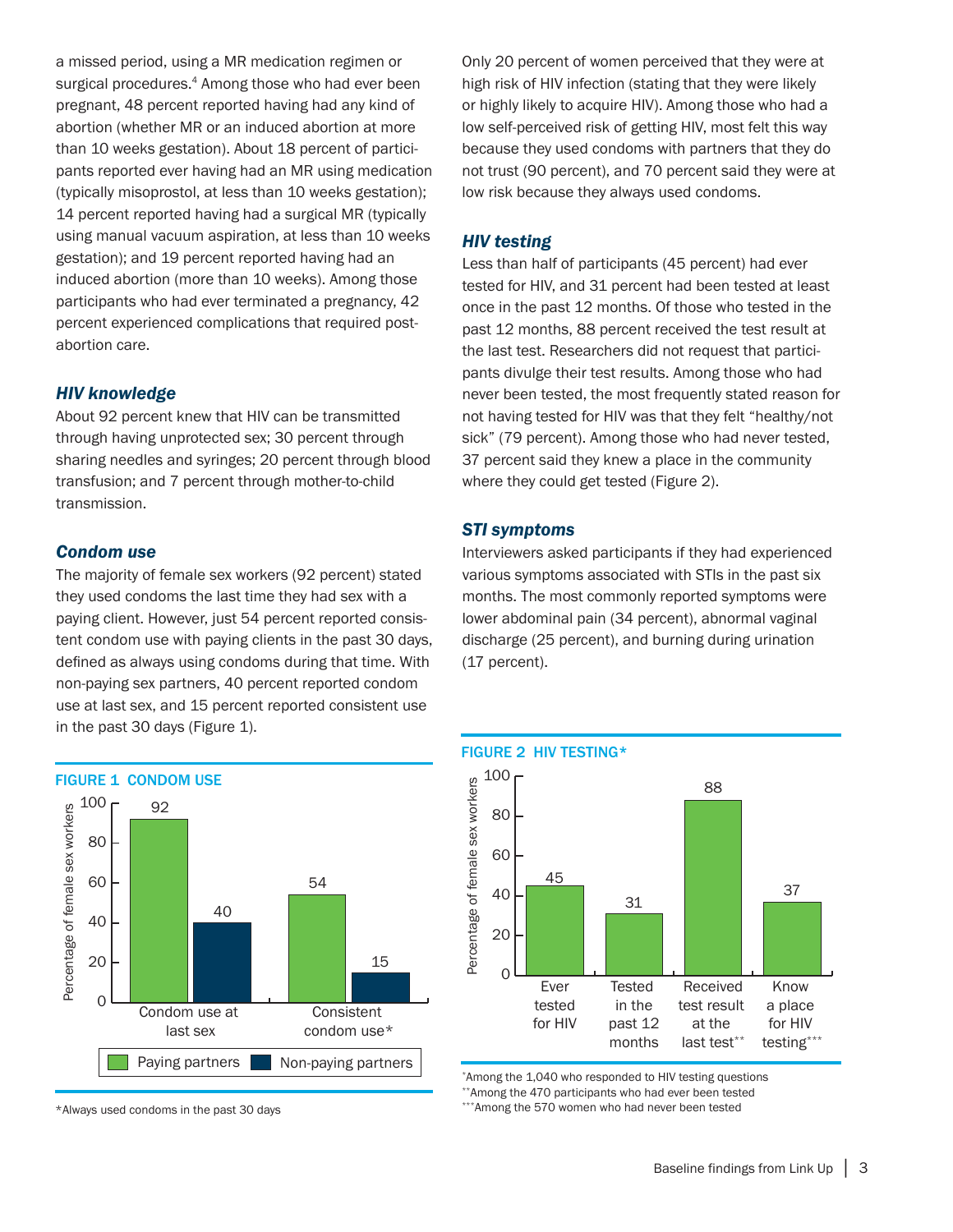a missed period, using a MR medication regimen or surgical procedures.[4] Among those who had ever been pregnant, 48 percent reported having had any kind of abortion (whether MR or an induced abortion at more than 10 weeks gestation). About 18 percent of participants reported ever having had an MR using medication (typically misoprostol, at less than 10 weeks gestation); 14 percent reported having had a surgical MR (typically using manual vacuum aspiration, at less than 10 weeks gestation); and 19 percent reported having had an induced abortion (more than 10 weeks). Among those participants who had ever terminated a pregnancy, 42 percent experienced complications that required post-abortion care.

### *HIV knowledge*

About 92 percent knew that HIV can be transmitted through having unprotected sex; 30 percent through sharing needles and syringes; 20 percent through blood transfusion; and 7 percent through mother-to-child transmission.

### *Condom use*

The majority of female sex workers (92 percent) stated they used condoms the last time they had sex with a paying client. However, just 54 percent reported consistent condom use with paying clients in the past 30 days, defined as always using condoms during that time. With non-paying sex partners, 40 percent reported condom use at last sex, and 15 percent reported consistent use in the past 30 days (Figure 1).

**FIGURE 1 CONDOM USE**

| Percentage of female sex workers | Paying partners | Non-paying partners |
|---|---|---|
| Condom use at last sex | 92 | 40 |
| Consistent condom use* | 54 | 15 |

*Always used condoms in the past 30 days

Only 20 percent of women perceived that they were at high risk of HIV infection (stating that they were likely or highly likely to acquire HIV). Among those who had a low self-perceived risk of getting HIV, most felt this way because they used condoms with partners that they do not trust (90 percent), and 70 percent said they were at low risk because they always used condoms.

### *HIV testing*

Less than half of participants (45 percent) had ever tested for HIV, and 31 percent had been tested at least once in the past 12 months. Of those who tested in the past 12 months, 88 percent received the test result at the last test. Researchers did not request that participants divulge their test results. Among those who had never been tested, the most frequently stated reason for not having tested for HIV was that they felt "healthy/not sick" (79 percent). Among those who had never tested, 37 percent said they knew a place in the community where they could get tested (Figure 2).

### *STI symptoms*

Interviewers asked participants if they had experienced various symptoms associated with STIs in the past six months. The most commonly reported symptoms were lower abdominal pain (34 percent), abnormal vaginal discharge (25 percent), and burning during urination (17 percent).

**FIGURE 2 HIV TESTING***

| | Percentage of female sex workers |
|---|---|
| Ever tested for HIV | 45 |
| Tested in the past 12 months | 31 |
| Received test result at the last test** | 88 |
| Know a place for HIV testing*** | 37 |

*Among the 1,040 who responded to HIV testing questions
**Among the 470 participants who had ever been tested
***Among the 570 women who had never been tested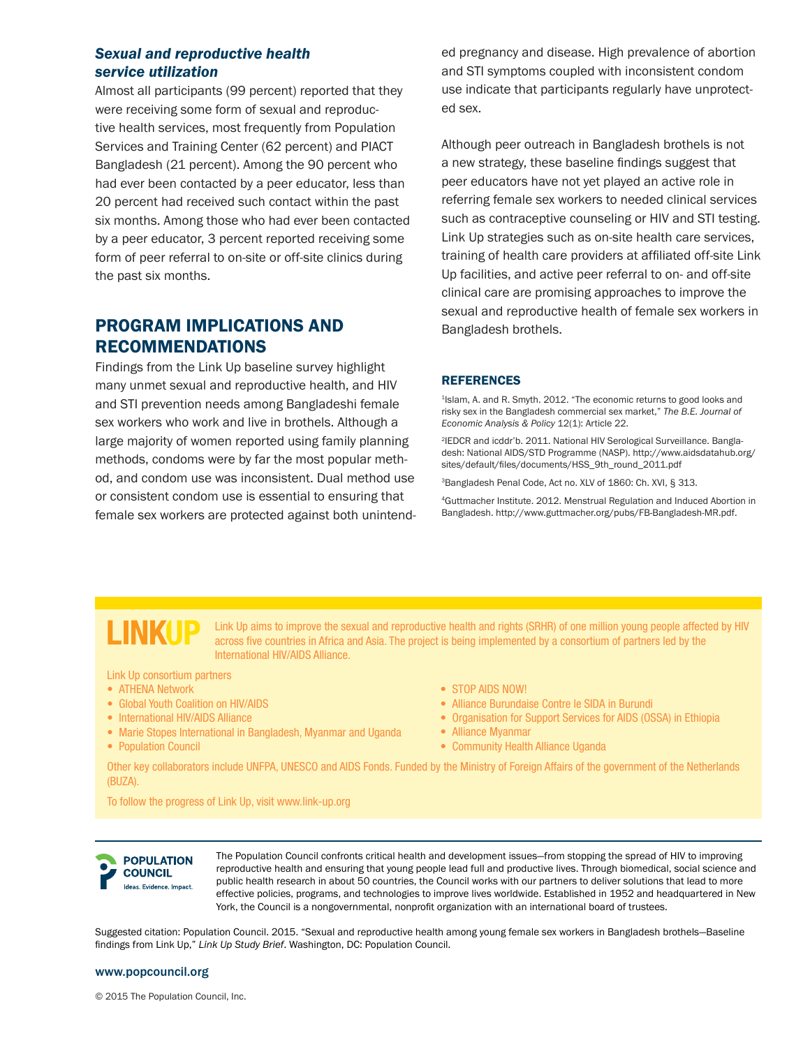### *Sexual and reproductive health service utilization*

Almost all participants (99 percent) reported that they were receiving some form of sexual and reproductive health services, most frequently from Population Services and Training Center (62 percent) and PIACT Bangladesh (21 percent). Among the 90 percent who had ever been contacted by a peer educator, less than 20 percent had received such contact within the past six months. Among those who had ever been contacted by a peer educator, 3 percent reported receiving some form of peer referral to on-site or off-site clinics during the past six months.

## PROGRAM IMPLICATIONS AND RECOMMENDATIONS

Findings from the Link Up baseline survey highlight many unmet sexual and reproductive health, and HIV and STI prevention needs among Bangladeshi female sex workers who work and live in brothels. Although a large majority of women reported using family planning methods, condoms were by far the most popular method, and condom use was inconsistent. Dual method use or consistent condom use is essential to ensuring that female sex workers are protected against both unintended pregnancy and disease. High prevalence of abortion and STI symptoms coupled with inconsistent condom use indicate that participants regularly have unprotected sex.

Although peer outreach in Bangladesh brothels is not a new strategy, these baseline findings suggest that peer educators have not yet played an active role in referring female sex workers to needed clinical services such as contraceptive counseling or HIV and STI testing. Link Up strategies such as on-site health care services, training of health care providers at affiliated off-site Link Up facilities, and active peer referral to on- and off-site clinical care are promising approaches to improve the sexual and reproductive health of female sex workers in Bangladesh brothels.

### REFERENCES

[1]Islam, A. and R. Smyth. 2012. "The economic returns to good looks and risky sex in the Bangladesh commercial sex market," *The B.E. Journal of Economic Analysis & Policy* 12(1): Article 22.

[2]IEDCR and icddr'b. 2011. National HIV Serological Surveillance. Bangladesh: National AIDS/STD Programme (NASP). http://www.aidsdatahub.org/sites/default/files/documents/HSS_9th_round_2011.pdf

[3]Bangladesh Penal Code, Act no. XLV of 1860: Ch. XVI, § 313.

[4]Guttmacher Institute. 2012. Menstrual Regulation and Induced Abortion in Bangladesh. http://www.guttmacher.org/pubs/FB-Bangladesh-MR.pdf.

**LINKUP**

Link Up aims to improve the sexual and reproductive health and rights (SRHR) of one million young people affected by HIV across five countries in Africa and Asia. The project is being implemented by a consortium of partners led by the International HIV/AIDS Alliance.

Link Up consortium partners

- ATHENA Network
- Global Youth Coalition on HIV/AIDS
- International HIV/AIDS Alliance
- Marie Stopes International in Bangladesh, Myanmar and Uganda
- Population Council
- STOP AIDS NOW!
- Alliance Burundaise Contre le SIDA in Burundi
- Organisation for Support Services for AIDS (OSSA) in Ethiopia
- Alliance Myanmar
- Community Health Alliance Uganda

Other key collaborators include UNFPA, UNESCO and AIDS Fonds. Funded by the Ministry of Foreign Affairs of the government of the Netherlands (BUZA).

To follow the progress of Link Up, visit www.link-up.org

**POPULATION COUNCIL** Ideas. Evidence. Impact.

The Population Council confronts critical health and development issues—from stopping the spread of HIV to improving reproductive health and ensuring that young people lead full and productive lives. Through biomedical, social science and public health research in about 50 countries, the Council works with our partners to deliver solutions that lead to more effective policies, programs, and technologies to improve lives worldwide. Established in 1952 and headquartered in New York, the Council is a nongovernmental, nonprofit organization with an international board of trustees.

Suggested citation: Population Council. 2015. "Sexual and reproductive health among young female sex workers in Bangladesh brothels—Baseline findings from Link Up," *Link Up Study Brief*. Washington, DC: Population Council.

www.popcouncil.org

© 2015 The Population Council, Inc.